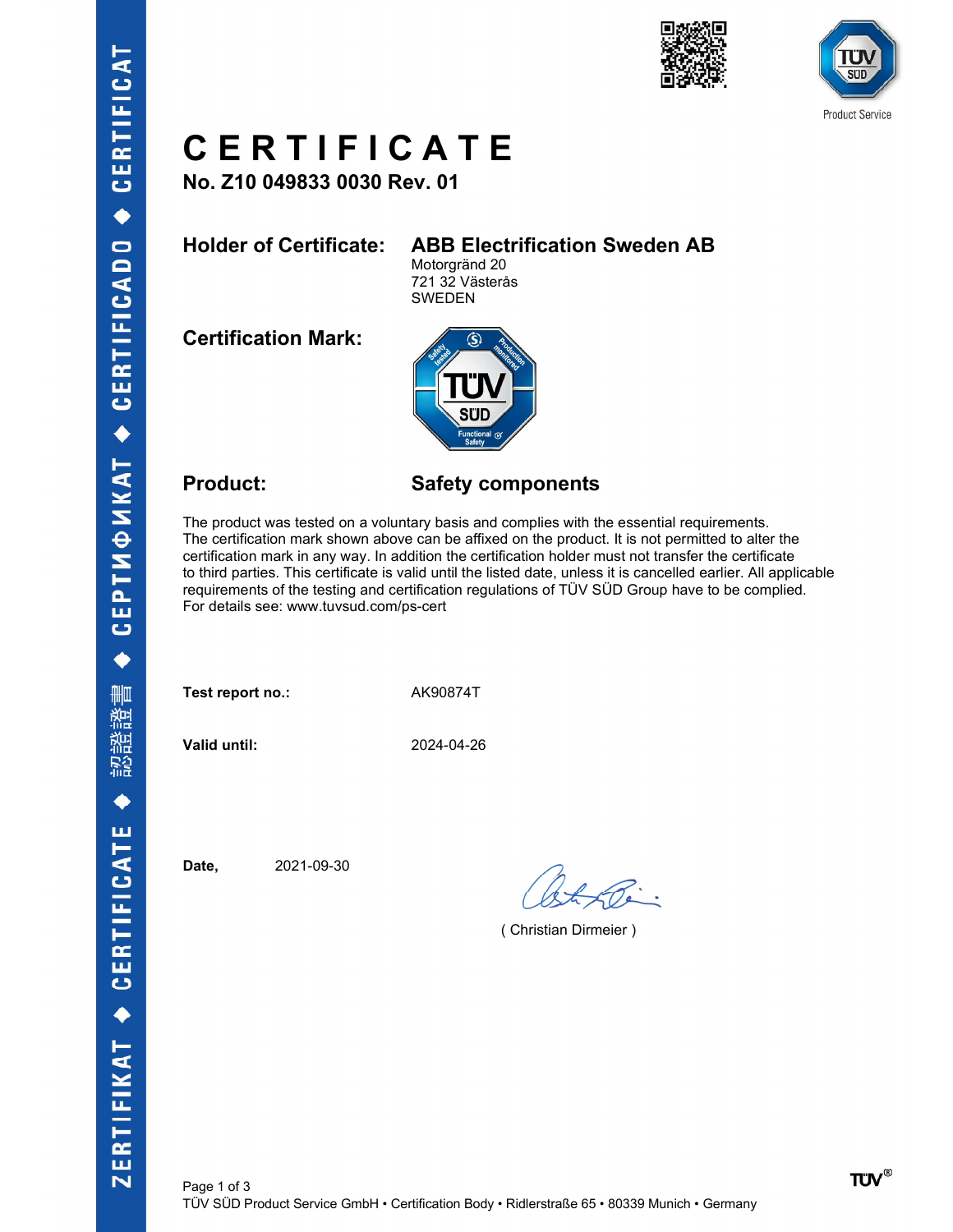# CERTIFICATE

**No. Z10 049833 0030 Rev. 01**

**Holder of Certificate:** **ABB Electrification Sweden AB**
Motorgränd 20
721 32 Västerås
SWEDEN

**Certification Mark:**

**Product:** **Safety components**

The product was tested on a voluntary basis and complies with the essential requirements. The certification mark shown above can be affixed on the product. It is not permitted to alter the certification mark in any way. In addition the certification holder must not transfer the certificate to third parties. This certificate is valid until the listed date, unless it is cancelled earlier. All applicable requirements of the testing and certification regulations of TÜV SÜD Group have to be complied. For details see: www.tuvsud.com/ps-cert

**Test report no.:** AK90874T

**Valid until:** 2024-04-26

**Date,** 2021-09-30

( Christian Dirmeier )

TÜV SÜD Product Service GmbH • Certification Body • Ridlerstraße 65 • 80339 Munich • Germany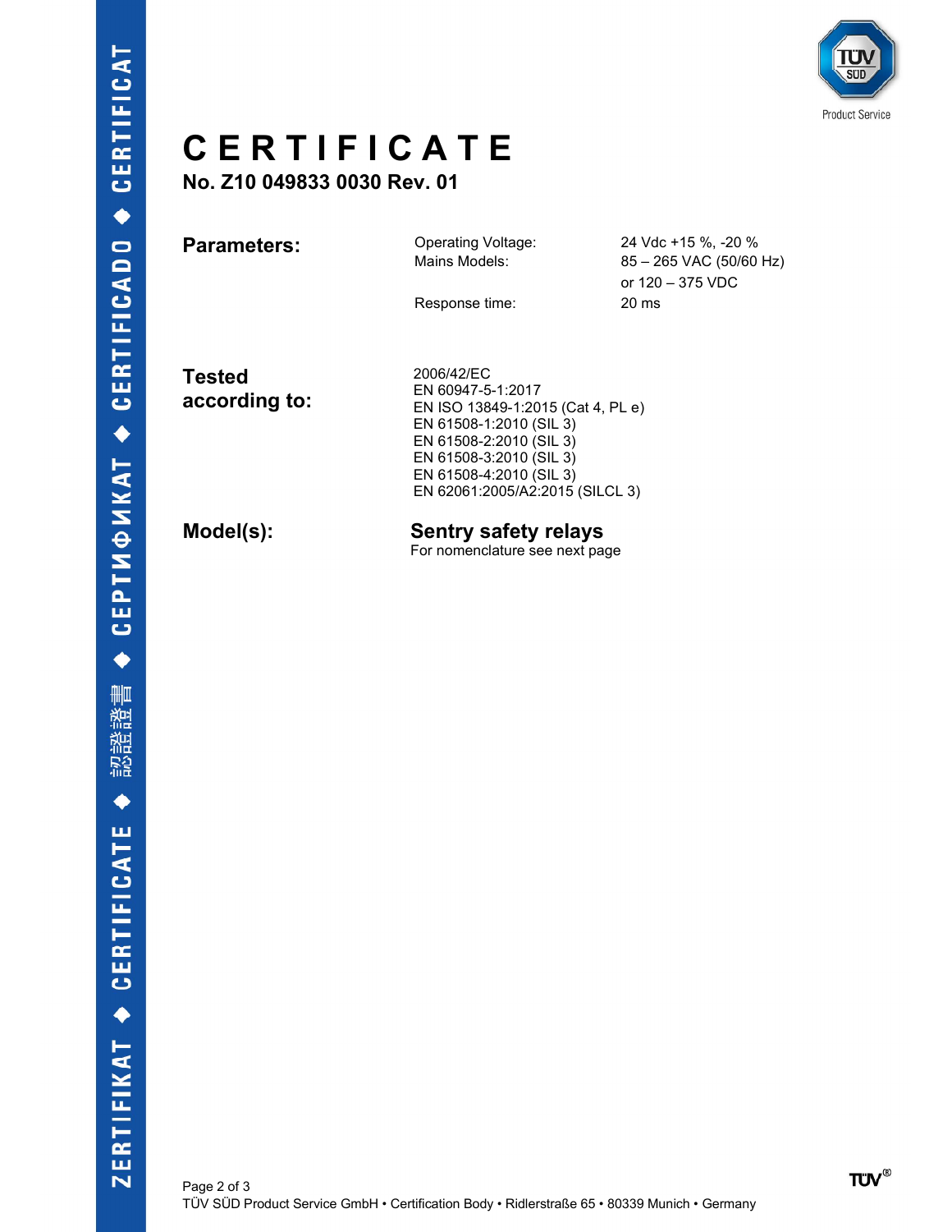# CERTIFICATE

## No. Z10 049833 0030 Rev. 01

**Parameters:**

| | |
|---|---|
| Operating Voltage: | 24 Vdc +15 %, -20 % |
| Mains Models: | 85 – 265 VAC (50/60 Hz) or 120 – 375 VDC |
| Response time: | 20 ms |

**Tested according to:**

2006/42/EC
EN 60947-5-1:2017
EN ISO 13849-1:2015 (Cat 4, PL e)
EN 61508-1:2010 (SIL 3)
EN 61508-2:2010 (SIL 3)
EN 61508-3:2010 (SIL 3)
EN 61508-4:2010 (SIL 3)
EN 62061:2005/A2:2015 (SILCL 3)

**Model(s):**

**Sentry safety relays**
For nomenclature see next page

TÜV SÜD Product Service GmbH • Certification Body • Ridlerstraße 65 • 80339 Munich • Germany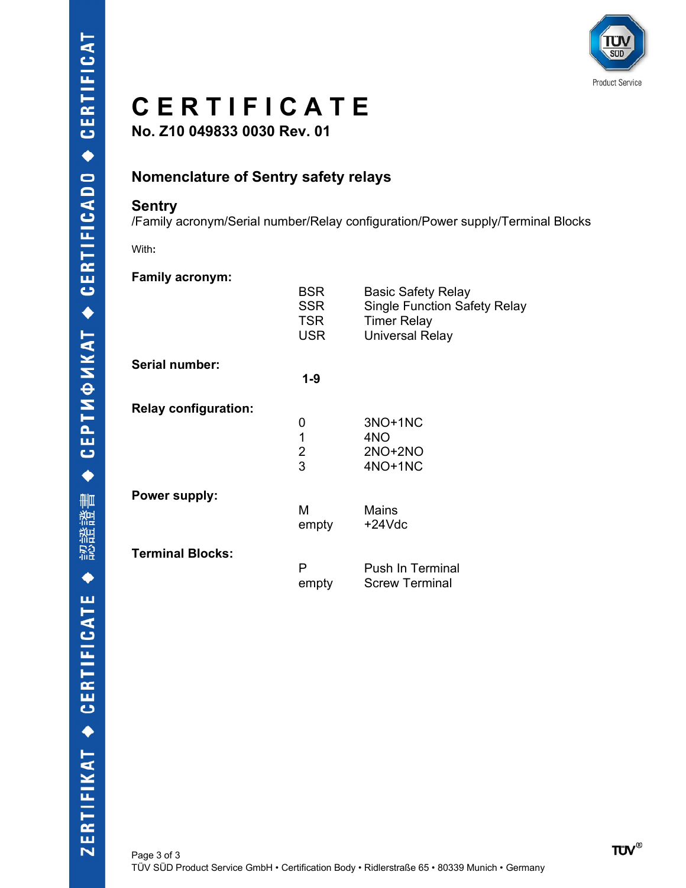# CERTIFICATE

**No. Z10 049833 0030 Rev. 01**

## Nomenclature of Sentry safety relays

### Sentry

/Family acronym/Serial number/Relay configuration/Power supply/Terminal Blocks

With**:**

**Family acronym:**

| | | |
|---|---|---|
| | BSR | Basic Safety Relay |
| | SSR | Single Function Safety Relay |
| | TSR | Timer Relay |
| | USR | Universal Relay |

**Serial number:**

**1-9**

**Relay configuration:**

| | | |
|---|---|---|
| | 0 | 3NO+1NC |
| | 1 | 4NO |
| | 2 | 2NO+2NO |
| | 3 | 4NO+1NC |

**Power supply:**

| | | |
|---|---|---|
| | M | Mains |
| | empty | +24Vdc |

**Terminal Blocks:**

| | | |
|---|---|---|
| | P | Push In Terminal |
| | empty | Screw Terminal |

TÜV SÜD Product Service GmbH • Certification Body • Ridlerstraße 65 • 80339 Munich • Germany